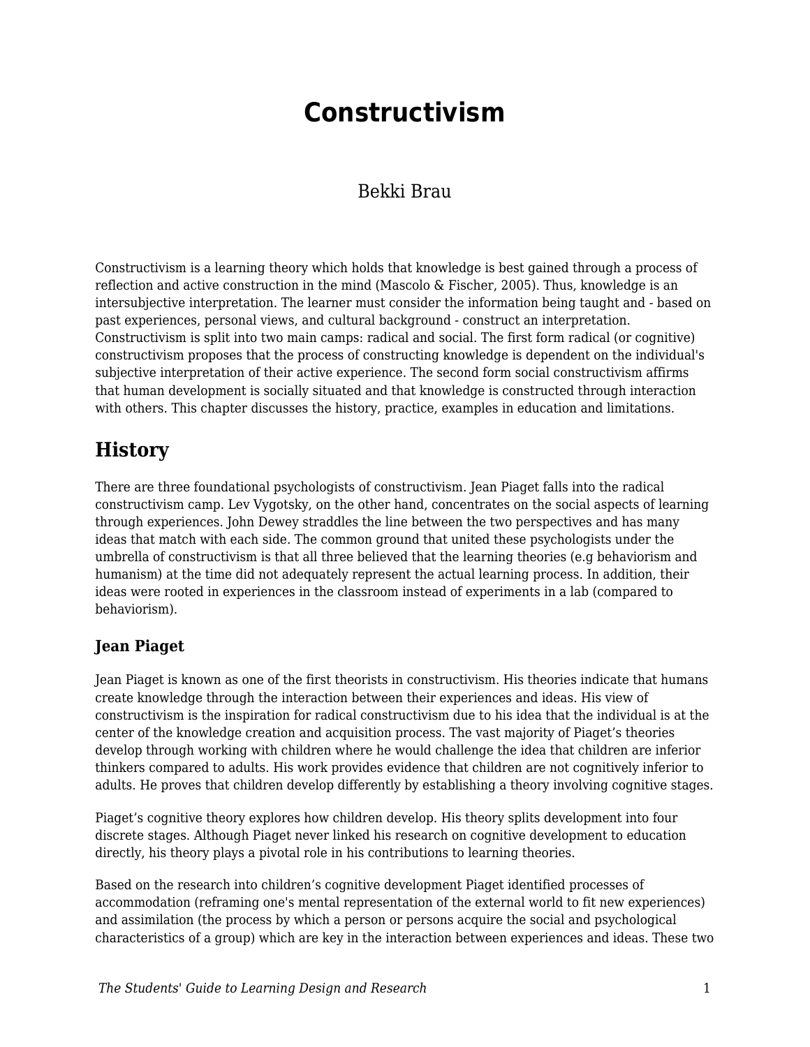# Constructivism

Bekki Brau

Constructivism is a learning theory which holds that knowledge is best gained through a process of reflection and active construction in the mind (Mascolo & Fischer, 2005). Thus, knowledge is an intersubjective interpretation. The learner must consider the information being taught and - based on past experiences, personal views, and cultural background - construct an interpretation. Constructivism is split into two main camps: radical and social. The first form radical (or cognitive) constructivism proposes that the process of constructing knowledge is dependent on the individual's subjective interpretation of their active experience. The second form social constructivism affirms that human development is socially situated and that knowledge is constructed through interaction with others. This chapter discusses the history, practice, examples in education and limitations.

## History

There are three foundational psychologists of constructivism. Jean Piaget falls into the radical constructivism camp. Lev Vygotsky, on the other hand, concentrates on the social aspects of learning through experiences. John Dewey straddles the line between the two perspectives and has many ideas that match with each side. The common ground that united these psychologists under the umbrella of constructivism is that all three believed that the learning theories (e.g behaviorism and humanism) at the time did not adequately represent the actual learning process. In addition, their ideas were rooted in experiences in the classroom instead of experiments in a lab (compared to behaviorism).

### Jean Piaget

Jean Piaget is known as one of the first theorists in constructivism. His theories indicate that humans create knowledge through the interaction between their experiences and ideas. His view of constructivism is the inspiration for radical constructivism due to his idea that the individual is at the center of the knowledge creation and acquisition process. The vast majority of Piaget's theories develop through working with children where he would challenge the idea that children are inferior thinkers compared to adults. His work provides evidence that children are not cognitively inferior to adults. He proves that children develop differently by establishing a theory involving cognitive stages.

Piaget's cognitive theory explores how children develop. His theory splits development into four discrete stages. Although Piaget never linked his research on cognitive development to education directly, his theory plays a pivotal role in his contributions to learning theories.

Based on the research into children's cognitive development Piaget identified processes of accommodation (reframing one's mental representation of the external world to fit new experiences) and assimilation (the process by which a person or persons acquire the social and psychological characteristics of a group) which are key in the interaction between experiences and ideas. These two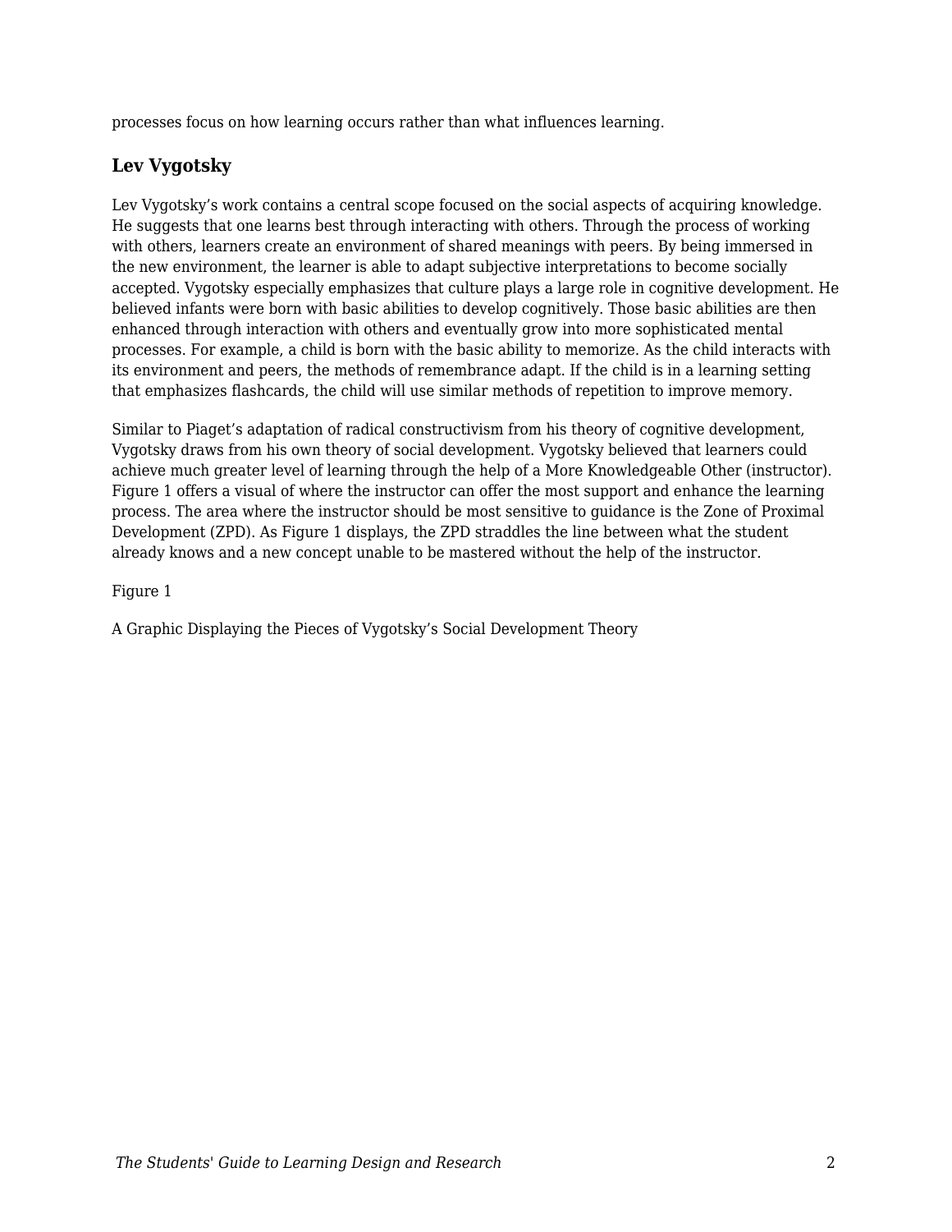processes focus on how learning occurs rather than what influences learning.

### Lev Vygotsky

Lev Vygotsky's work contains a central scope focused on the social aspects of acquiring knowledge. He suggests that one learns best through interacting with others. Through the process of working with others, learners create an environment of shared meanings with peers. By being immersed in the new environment, the learner is able to adapt subjective interpretations to become socially accepted. Vygotsky especially emphasizes that culture plays a large role in cognitive development. He believed infants were born with basic abilities to develop cognitively. Those basic abilities are then enhanced through interaction with others and eventually grow into more sophisticated mental processes. For example, a child is born with the basic ability to memorize. As the child interacts with its environment and peers, the methods of remembrance adapt. If the child is in a learning setting that emphasizes flashcards, the child will use similar methods of repetition to improve memory.

Similar to Piaget's adaptation of radical constructivism from his theory of cognitive development, Vygotsky draws from his own theory of social development. Vygotsky believed that learners could achieve much greater level of learning through the help of a More Knowledgeable Other (instructor). Figure 1 offers a visual of where the instructor can offer the most support and enhance the learning process. The area where the instructor should be most sensitive to guidance is the Zone of Proximal Development (ZPD). As Figure 1 displays, the ZPD straddles the line between what the student already knows and a new concept unable to be mastered without the help of the instructor.

Figure 1

A Graphic Displaying the Pieces of Vygotsky's Social Development Theory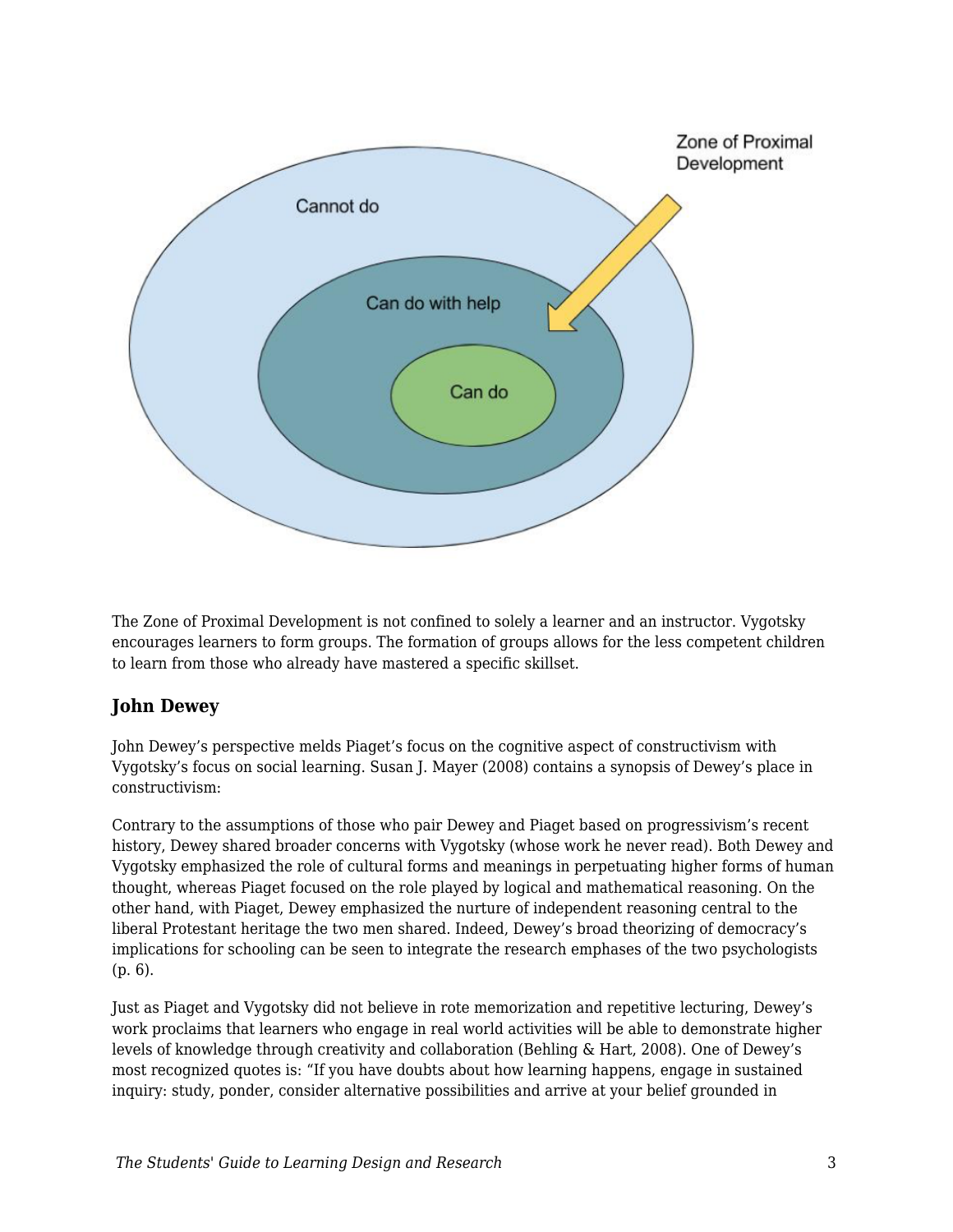The Zone of Proximal Development is not confined to solely a learner and an instructor. Vygotsky encourages learners to form groups. The formation of groups allows for the less competent children to learn from those who already have mastered a specific skillset.

### John Dewey

John Dewey's perspective melds Piaget's focus on the cognitive aspect of constructivism with Vygotsky's focus on social learning. Susan J. Mayer (2008) contains a synopsis of Dewey's place in constructivism:

Contrary to the assumptions of those who pair Dewey and Piaget based on progressivism's recent history, Dewey shared broader concerns with Vygotsky (whose work he never read). Both Dewey and Vygotsky emphasized the role of cultural forms and meanings in perpetuating higher forms of human thought, whereas Piaget focused on the role played by logical and mathematical reasoning. On the other hand, with Piaget, Dewey emphasized the nurture of independent reasoning central to the liberal Protestant heritage the two men shared. Indeed, Dewey's broad theorizing of democracy's implications for schooling can be seen to integrate the research emphases of the two psychologists (p. 6).

Just as Piaget and Vygotsky did not believe in rote memorization and repetitive lecturing, Dewey's work proclaims that learners who engage in real world activities will be able to demonstrate higher levels of knowledge through creativity and collaboration (Behling & Hart, 2008). One of Dewey's most recognized quotes is: "If you have doubts about how learning happens, engage in sustained inquiry: study, ponder, consider alternative possibilities and arrive at your belief grounded in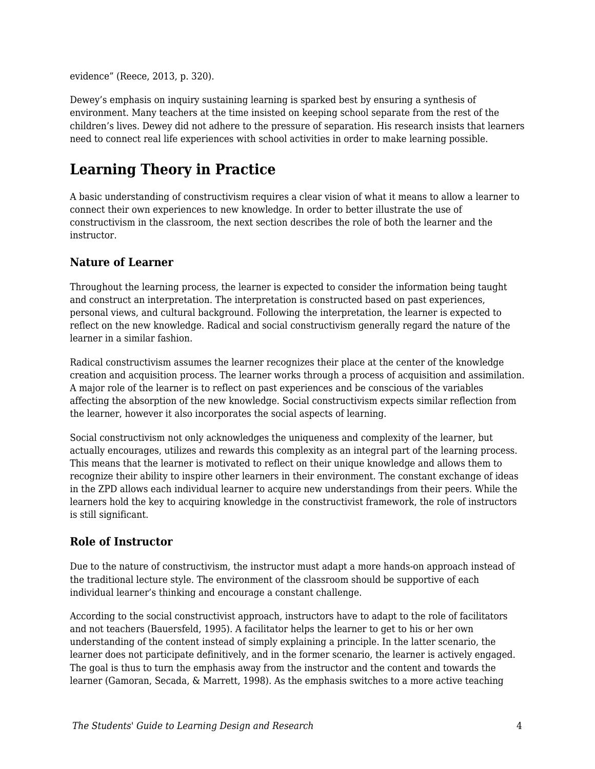evidence" (Reece, 2013, p. 320).

Dewey's emphasis on inquiry sustaining learning is sparked best by ensuring a synthesis of environment. Many teachers at the time insisted on keeping school separate from the rest of the children's lives. Dewey did not adhere to the pressure of separation. His research insists that learners need to connect real life experiences with school activities in order to make learning possible.

## Learning Theory in Practice

A basic understanding of constructivism requires a clear vision of what it means to allow a learner to connect their own experiences to new knowledge. In order to better illustrate the use of constructivism in the classroom, the next section describes the role of both the learner and the instructor.

### Nature of Learner

Throughout the learning process, the learner is expected to consider the information being taught and construct an interpretation. The interpretation is constructed based on past experiences, personal views, and cultural background. Following the interpretation, the learner is expected to reflect on the new knowledge. Radical and social constructivism generally regard the nature of the learner in a similar fashion.

Radical constructivism assumes the learner recognizes their place at the center of the knowledge creation and acquisition process. The learner works through a process of acquisition and assimilation. A major role of the learner is to reflect on past experiences and be conscious of the variables affecting the absorption of the new knowledge. Social constructivism expects similar reflection from the learner, however it also incorporates the social aspects of learning.

Social constructivism not only acknowledges the uniqueness and complexity of the learner, but actually encourages, utilizes and rewards this complexity as an integral part of the learning process. This means that the learner is motivated to reflect on their unique knowledge and allows them to recognize their ability to inspire other learners in their environment. The constant exchange of ideas in the ZPD allows each individual learner to acquire new understandings from their peers. While the learners hold the key to acquiring knowledge in the constructivist framework, the role of instructors is still significant.

### Role of Instructor

Due to the nature of constructivism, the instructor must adapt a more hands-on approach instead of the traditional lecture style. The environment of the classroom should be supportive of each individual learner's thinking and encourage a constant challenge.

According to the social constructivist approach, instructors have to adapt to the role of facilitators and not teachers (Bauersfeld, 1995). A facilitator helps the learner to get to his or her own understanding of the content instead of simply explaining a principle. In the latter scenario, the learner does not participate definitively, and in the former scenario, the learner is actively engaged. The goal is thus to turn the emphasis away from the instructor and the content and towards the learner (Gamoran, Secada, & Marrett, 1998). As the emphasis switches to a more active teaching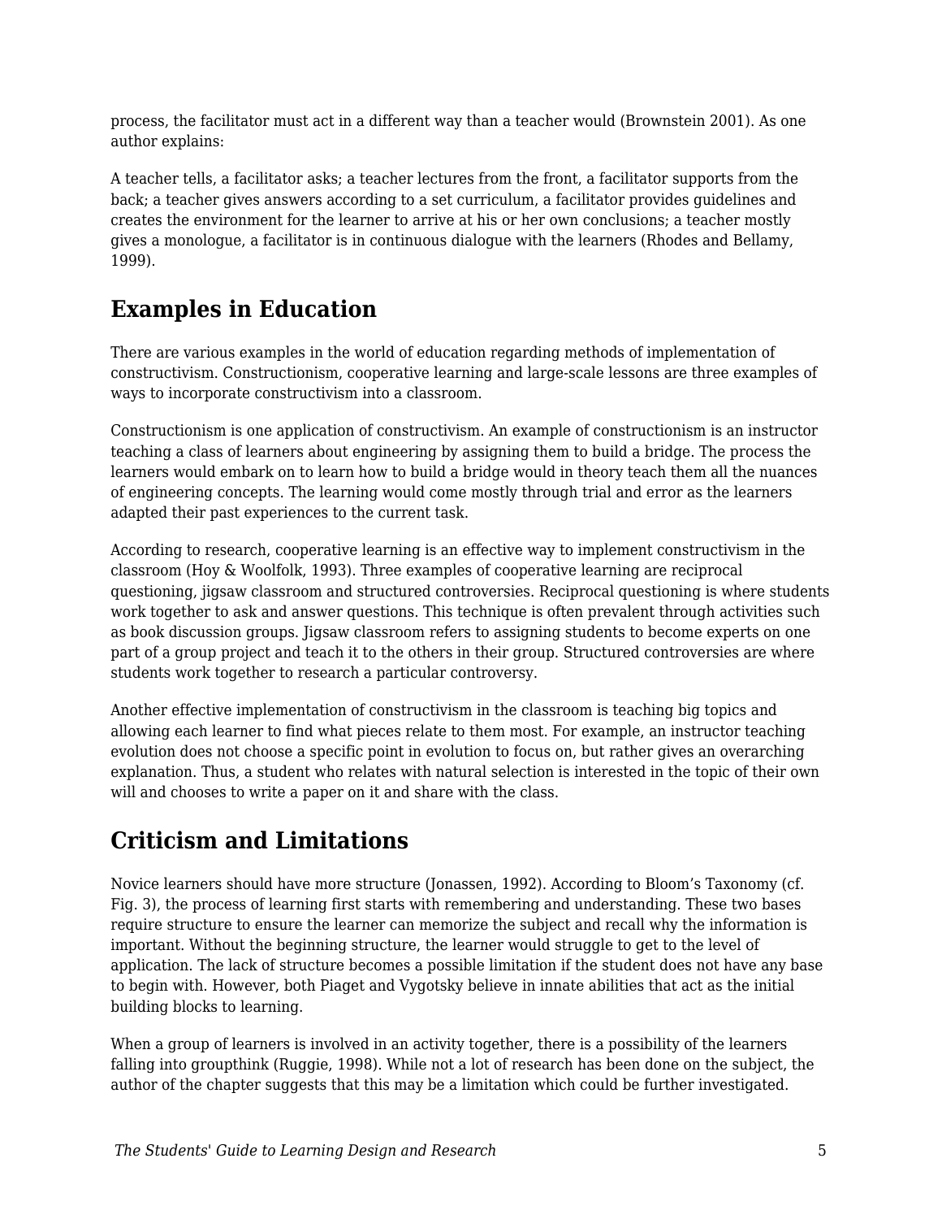process, the facilitator must act in a different way than a teacher would (Brownstein 2001). As one author explains:

A teacher tells, a facilitator asks; a teacher lectures from the front, a facilitator supports from the back; a teacher gives answers according to a set curriculum, a facilitator provides guidelines and creates the environment for the learner to arrive at his or her own conclusions; a teacher mostly gives a monologue, a facilitator is in continuous dialogue with the learners (Rhodes and Bellamy, 1999).

## Examples in Education

There are various examples in the world of education regarding methods of implementation of constructivism. Constructionism, cooperative learning and large-scale lessons are three examples of ways to incorporate constructivism into a classroom.

Constructionism is one application of constructivism. An example of constructionism is an instructor teaching a class of learners about engineering by assigning them to build a bridge. The process the learners would embark on to learn how to build a bridge would in theory teach them all the nuances of engineering concepts. The learning would come mostly through trial and error as the learners adapted their past experiences to the current task.

According to research, cooperative learning is an effective way to implement constructivism in the classroom (Hoy & Woolfolk, 1993). Three examples of cooperative learning are reciprocal questioning, jigsaw classroom and structured controversies. Reciprocal questioning is where students work together to ask and answer questions. This technique is often prevalent through activities such as book discussion groups. Jigsaw classroom refers to assigning students to become experts on one part of a group project and teach it to the others in their group. Structured controversies are where students work together to research a particular controversy.

Another effective implementation of constructivism in the classroom is teaching big topics and allowing each learner to find what pieces relate to them most. For example, an instructor teaching evolution does not choose a specific point in evolution to focus on, but rather gives an overarching explanation. Thus, a student who relates with natural selection is interested in the topic of their own will and chooses to write a paper on it and share with the class.

## Criticism and Limitations

Novice learners should have more structure (Jonassen, 1992). According to Bloom's Taxonomy (cf. Fig. 3), the process of learning first starts with remembering and understanding. These two bases require structure to ensure the learner can memorize the subject and recall why the information is important. Without the beginning structure, the learner would struggle to get to the level of application. The lack of structure becomes a possible limitation if the student does not have any base to begin with. However, both Piaget and Vygotsky believe in innate abilities that act as the initial building blocks to learning.

When a group of learners is involved in an activity together, there is a possibility of the learners falling into groupthink (Ruggie, 1998). While not a lot of research has been done on the subject, the author of the chapter suggests that this may be a limitation which could be further investigated.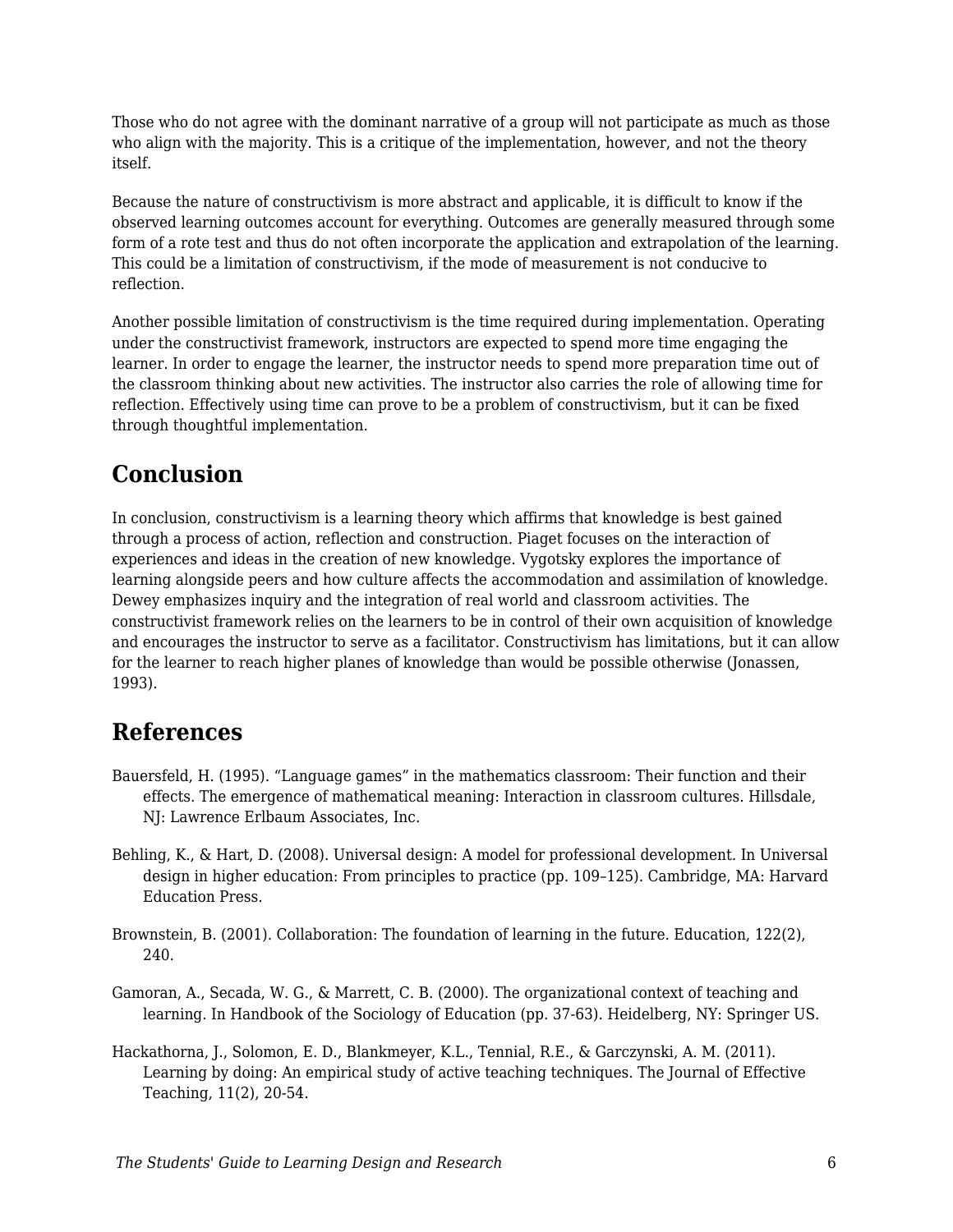Those who do not agree with the dominant narrative of a group will not participate as much as those who align with the majority. This is a critique of the implementation, however, and not the theory itself.

Because the nature of constructivism is more abstract and applicable, it is difficult to know if the observed learning outcomes account for everything. Outcomes are generally measured through some form of a rote test and thus do not often incorporate the application and extrapolation of the learning. This could be a limitation of constructivism, if the mode of measurement is not conducive to reflection.

Another possible limitation of constructivism is the time required during implementation. Operating under the constructivist framework, instructors are expected to spend more time engaging the learner. In order to engage the learner, the instructor needs to spend more preparation time out of the classroom thinking about new activities. The instructor also carries the role of allowing time for reflection. Effectively using time can prove to be a problem of constructivism, but it can be fixed through thoughtful implementation.

## Conclusion

In conclusion, constructivism is a learning theory which affirms that knowledge is best gained through a process of action, reflection and construction. Piaget focuses on the interaction of experiences and ideas in the creation of new knowledge. Vygotsky explores the importance of learning alongside peers and how culture affects the accommodation and assimilation of knowledge. Dewey emphasizes inquiry and the integration of real world and classroom activities. The constructivist framework relies on the learners to be in control of their own acquisition of knowledge and encourages the instructor to serve as a facilitator. Constructivism has limitations, but it can allow for the learner to reach higher planes of knowledge than would be possible otherwise (Jonassen, 1993).

## References

Bauersfeld, H. (1995). "Language games" in the mathematics classroom: Their function and their effects. The emergence of mathematical meaning: Interaction in classroom cultures. Hillsdale, NJ: Lawrence Erlbaum Associates, Inc.

Behling, K., & Hart, D. (2008). Universal design: A model for professional development. In Universal design in higher education: From principles to practice (pp. 109–125). Cambridge, MA: Harvard Education Press.

Brownstein, B. (2001). Collaboration: The foundation of learning in the future. Education, 122(2), 240.

Gamoran, A., Secada, W. G., & Marrett, C. B. (2000). The organizational context of teaching and learning. In Handbook of the Sociology of Education (pp. 37-63). Heidelberg, NY: Springer US.

Hackathorna, J., Solomon, E. D., Blankmeyer, K.L., Tennial, R.E., & Garczynski, A. M. (2011). Learning by doing: An empirical study of active teaching techniques. The Journal of Effective Teaching, 11(2), 20-54.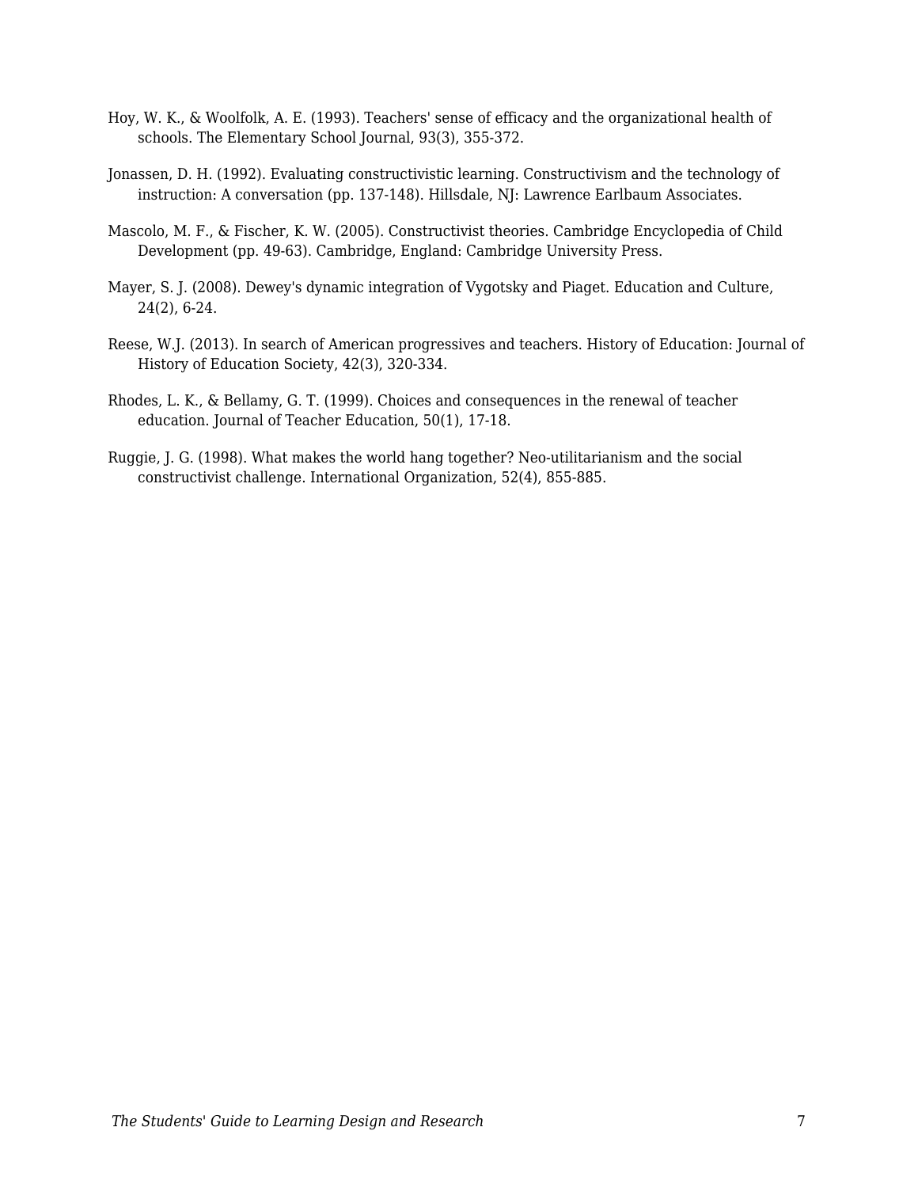Hoy, W. K., & Woolfolk, A. E. (1993). Teachers' sense of efficacy and the organizational health of schools. The Elementary School Journal, 93(3), 355-372.

Jonassen, D. H. (1992). Evaluating constructivistic learning. Constructivism and the technology of instruction: A conversation (pp. 137-148). Hillsdale, NJ: Lawrence Earlbaum Associates.

Mascolo, M. F., & Fischer, K. W. (2005). Constructivist theories. Cambridge Encyclopedia of Child Development (pp. 49-63). Cambridge, England: Cambridge University Press.

Mayer, S. J. (2008). Dewey's dynamic integration of Vygotsky and Piaget. Education and Culture, 24(2), 6-24.

Reese, W.J. (2013). In search of American progressives and teachers. History of Education: Journal of History of Education Society, 42(3), 320-334.

Rhodes, L. K., & Bellamy, G. T. (1999). Choices and consequences in the renewal of teacher education. Journal of Teacher Education, 50(1), 17-18.

Ruggie, J. G. (1998). What makes the world hang together? Neo-utilitarianism and the social constructivist challenge. International Organization, 52(4), 855-885.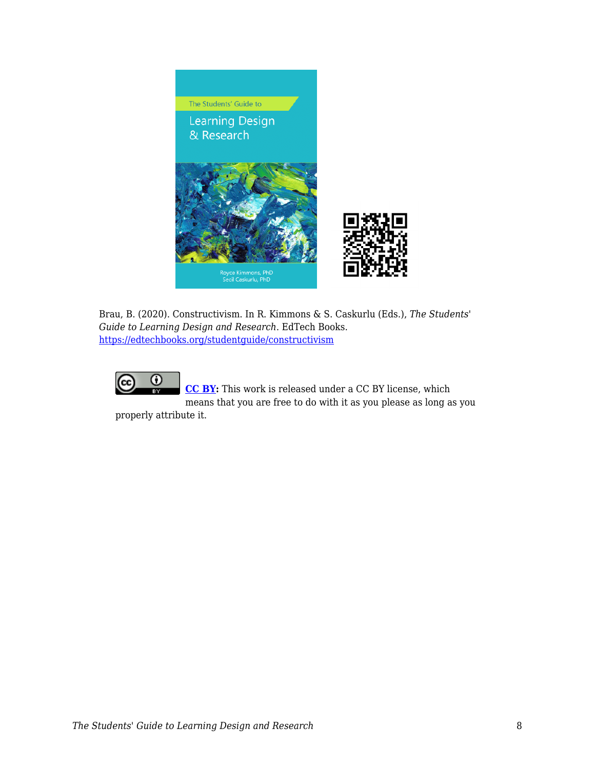Brau, B. (2020). Constructivism. In R. Kimmons & S. Caskurlu (Eds.), *The Students' Guide to Learning Design and Research*. EdTech Books. [https://edtechbooks.org/studentguide/constructivism](https://edtechbooks.org/studentguide/constructivism)

**CC BY:** This work is released under a CC BY license, which means that you are free to do with it as you please as long as you properly attribute it.